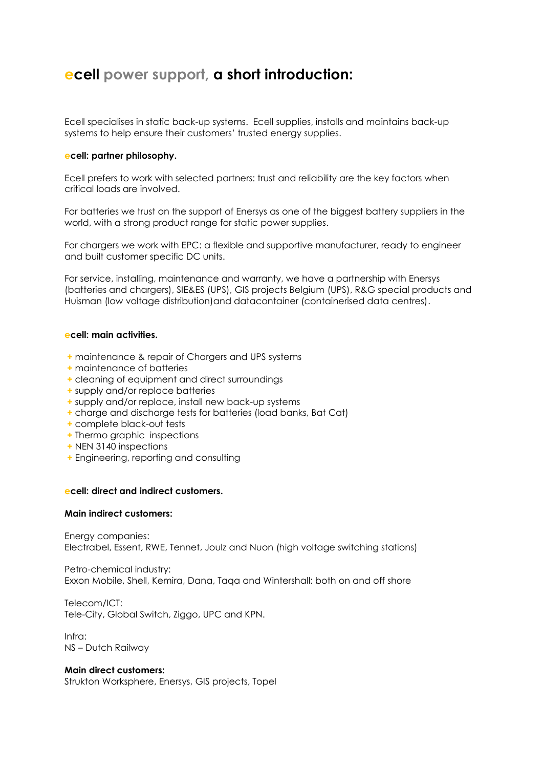# **ecell** power support, **a short introduction:**

Ecell specialises in static back-up systems. Ecell supplies, installs and maintains back-up systems to help ensure their customers' trusted energy supplies.

**ecell: partner philosophy.**

Ecell prefers to work with selected partners: trust and reliability are the key factors when critical loads are involved.

For batteries we trust on the support of Enersys as one of the biggest battery suppliers in the world, with a strong product range for static power supplies.

For chargers we work with EPC: a flexible and supportive manufacturer, ready to engineer and built customer specific DC units.

For service, installing, maintenance and warranty, we have a partnership with Enersys (batteries and chargers), SIE&ES (UPS), GIS projects Belgium (UPS), R&G special products and Huisman (low voltage distribution)and datacontainer (containerised data centres).

**ecell: main activities.**

+ maintenance & repair of Chargers and UPS systems
+ maintenance of batteries
+ cleaning of equipment and direct surroundings
+ supply and/or replace batteries
+ supply and/or replace, install new back-up systems
+ charge and discharge tests for batteries (load banks, Bat Cat)
+ complete black-out tests
+ Thermo graphic inspections
+ NEN 3140 inspections
+ Engineering, reporting and consulting

**ecell: direct and indirect customers.**

**Main indirect customers:**

Energy companies:
Electrabel, Essent, RWE, Tennet, Joulz and Nuon (high voltage switching stations)

Petro-chemical industry:
Exxon Mobile, Shell, Kemira, Dana, Taqa and Wintershall: both on and off shore

Telecom/ICT:
Tele-City, Global Switch, Ziggo, UPC and KPN.

Infra:
NS – Dutch Railway

**Main direct customers:**
Strukton Worksphere, Enersys, GIS projects, Topel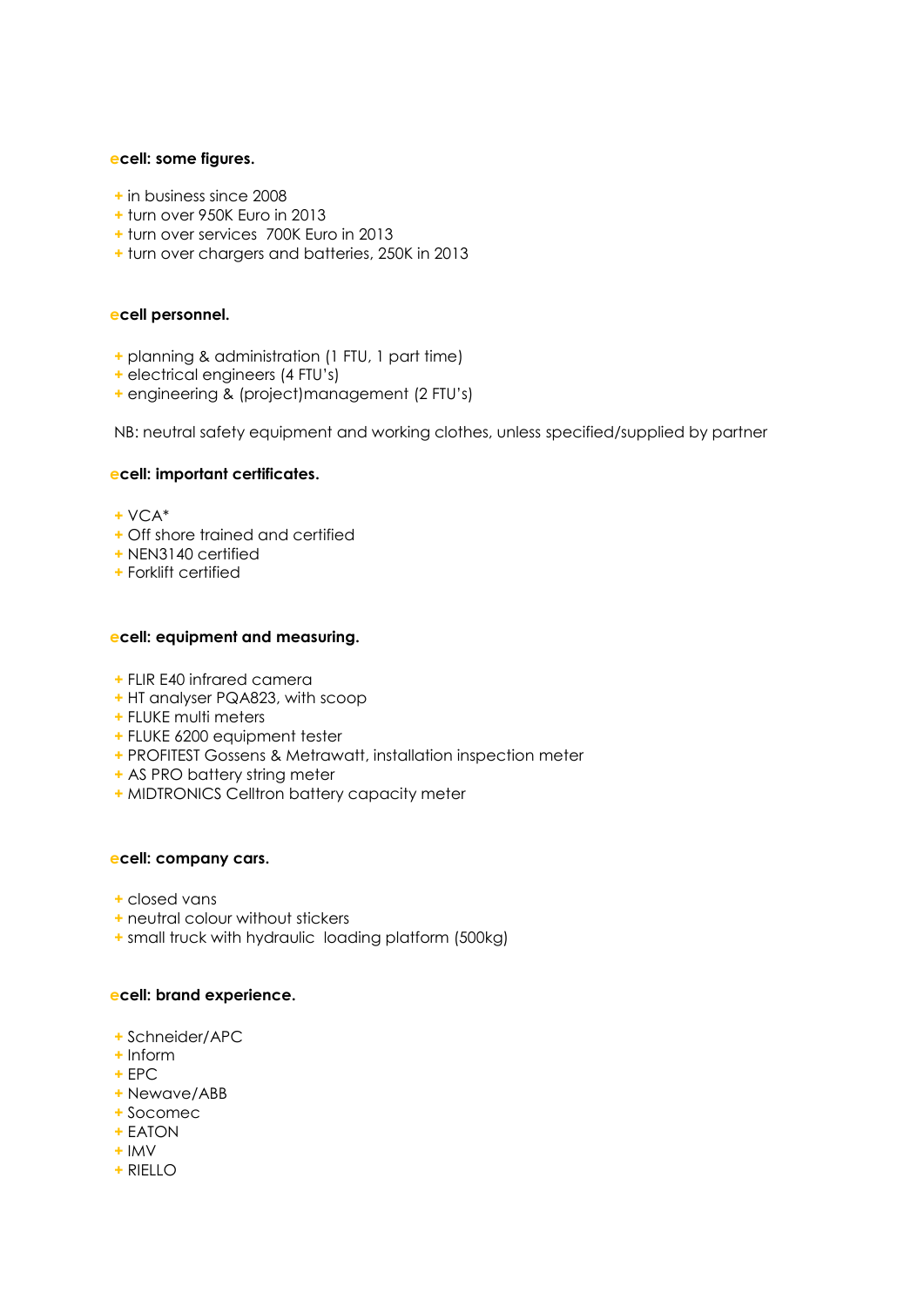**ecell: some figures.**

- in business since 2008
- turn over 950K Euro in 2013
- turn over services 700K Euro in 2013
- turn over chargers and batteries, 250K in 2013

**ecell personnel.**

- planning & administration (1 FTU, 1 part time)
- electrical engineers (4 FTU's)
- engineering & (project)management (2 FTU's)

NB: neutral safety equipment and working clothes, unless specified/supplied by partner

**ecell: important certificates.**

- VCA*
- Off shore trained and certified
- NEN3140 certified
- Forklift certified

**ecell: equipment and measuring.**

- FLIR E40 infrared camera
- HT analyser PQA823, with scoop
- FLUKE multi meters
- FLUKE 6200 equipment tester
- PROFITEST Gossens & Metrawatt, installation inspection meter
- AS PRO battery string meter
- MIDTRONICS Celltron battery capacity meter

**ecell: company cars.**

- closed vans
- neutral colour without stickers
- small truck with hydraulic loading platform (500kg)

**ecell: brand experience.**

- Schneider/APC
- Inform
- EPC
- Newave/ABB
- Socomec
- EATON
- IMV
- RIELLO